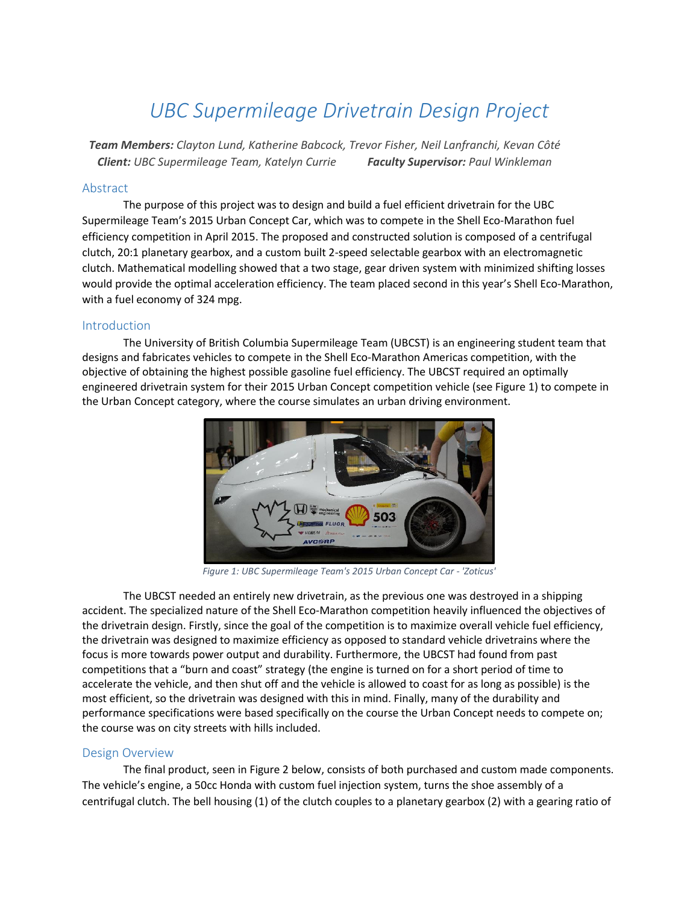# *UBC Supermileage Drivetrain Design Project*

***Team Members:*** *Clayton Lund, Katherine Babcock, Trevor Fisher, Neil Lanfranchi, Kevan Côté*
***Client:*** *UBC Supermileage Team, Katelyn Currie* ***Faculty Supervisor:*** *Paul Winkleman*

## Abstract

The purpose of this project was to design and build a fuel efficient drivetrain for the UBC Supermileage Team's 2015 Urban Concept Car, which was to compete in the Shell Eco-Marathon fuel efficiency competition in April 2015. The proposed and constructed solution is composed of a centrifugal clutch, 20:1 planetary gearbox, and a custom built 2-speed selectable gearbox with an electromagnetic clutch. Mathematical modelling showed that a two stage, gear driven system with minimized shifting losses would provide the optimal acceleration efficiency. The team placed second in this year's Shell Eco-Marathon, with a fuel economy of 324 mpg.

## Introduction

The University of British Columbia Supermileage Team (UBCST) is an engineering student team that designs and fabricates vehicles to compete in the Shell Eco-Marathon Americas competition, with the objective of obtaining the highest possible gasoline fuel efficiency. The UBCST required an optimally engineered drivetrain system for their 2015 Urban Concept competition vehicle (see Figure 1) to compete in the Urban Concept category, where the course simulates an urban driving environment.

*Figure 1: UBC Supermileage Team's 2015 Urban Concept Car - 'Zoticus'*

The UBCST needed an entirely new drivetrain, as the previous one was destroyed in a shipping accident. The specialized nature of the Shell Eco-Marathon competition heavily influenced the objectives of the drivetrain design. Firstly, since the goal of the competition is to maximize overall vehicle fuel efficiency, the drivetrain was designed to maximize efficiency as opposed to standard vehicle drivetrains where the focus is more towards power output and durability. Furthermore, the UBCST had found from past competitions that a "burn and coast" strategy (the engine is turned on for a short period of time to accelerate the vehicle, and then shut off and the vehicle is allowed to coast for as long as possible) is the most efficient, so the drivetrain was designed with this in mind. Finally, many of the durability and performance specifications were based specifically on the course the Urban Concept needs to compete on; the course was on city streets with hills included.

## Design Overview

The final product, seen in Figure 2 below, consists of both purchased and custom made components. The vehicle's engine, a 50cc Honda with custom fuel injection system, turns the shoe assembly of a centrifugal clutch. The bell housing (1) of the clutch couples to a planetary gearbox (2) with a gearing ratio of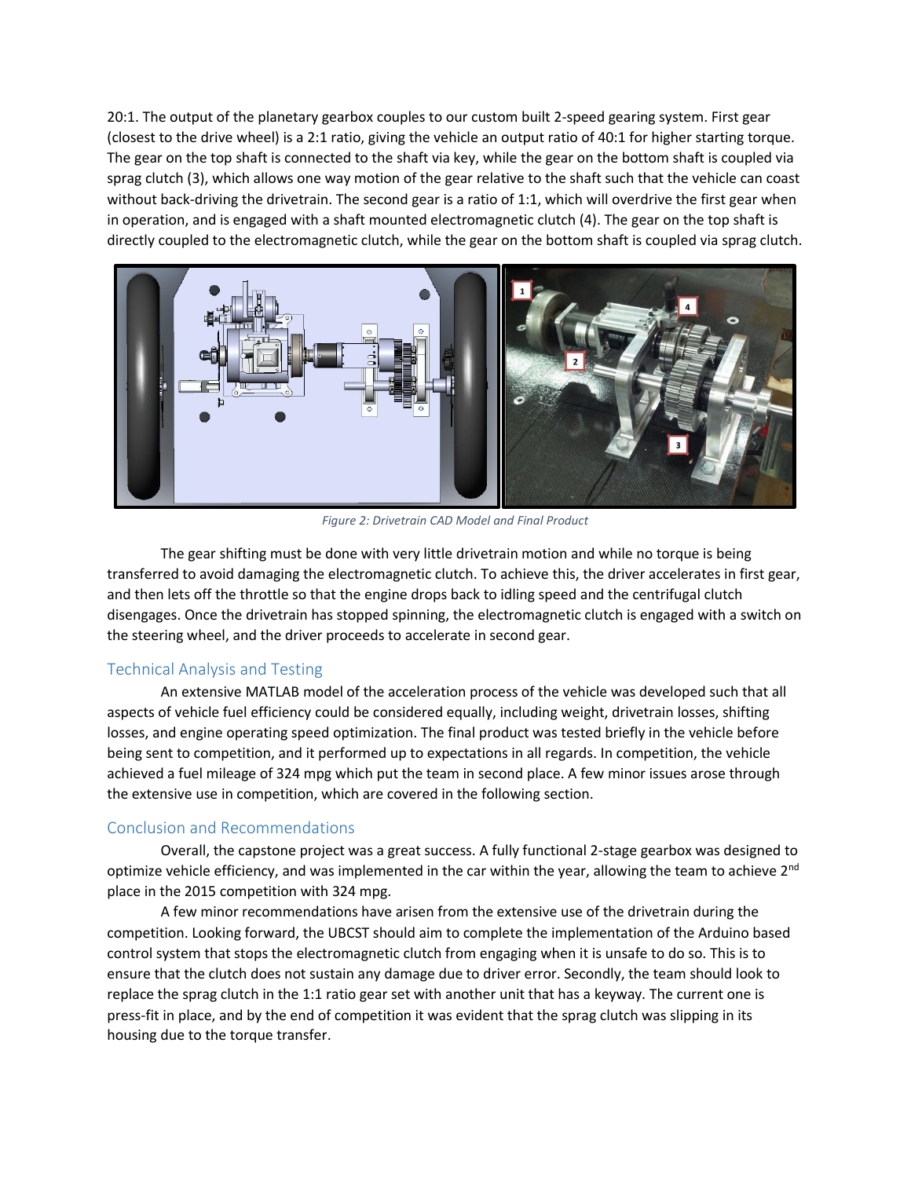20:1. The output of the planetary gearbox couples to our custom built 2-speed gearing system. First gear (closest to the drive wheel) is a 2:1 ratio, giving the vehicle an output ratio of 40:1 for higher starting torque. The gear on the top shaft is connected to the shaft via key, while the gear on the bottom shaft is coupled via sprag clutch (3), which allows one way motion of the gear relative to the shaft such that the vehicle can coast without back-driving the drivetrain. The second gear is a ratio of 1:1, which will overdrive the first gear when in operation, and is engaged with a shaft mounted electromagnetic clutch (4). The gear on the top shaft is directly coupled to the electromagnetic clutch, while the gear on the bottom shaft is coupled via sprag clutch.

*Figure 2: Drivetrain CAD Model and Final Product*

The gear shifting must be done with very little drivetrain motion and while no torque is being transferred to avoid damaging the electromagnetic clutch. To achieve this, the driver accelerates in first gear, and then lets off the throttle so that the engine drops back to idling speed and the centrifugal clutch disengages. Once the drivetrain has stopped spinning, the electromagnetic clutch is engaged with a switch on the steering wheel, and the driver proceeds to accelerate in second gear.

## Technical Analysis and Testing

An extensive MATLAB model of the acceleration process of the vehicle was developed such that all aspects of vehicle fuel efficiency could be considered equally, including weight, drivetrain losses, shifting losses, and engine operating speed optimization. The final product was tested briefly in the vehicle before being sent to competition, and it performed up to expectations in all regards. In competition, the vehicle achieved a fuel mileage of 324 mpg which put the team in second place. A few minor issues arose through the extensive use in competition, which are covered in the following section.

## Conclusion and Recommendations

Overall, the capstone project was a great success. A fully functional 2-stage gearbox was designed to optimize vehicle efficiency, and was implemented in the car within the year, allowing the team to achieve 2nd place in the 2015 competition with 324 mpg.

A few minor recommendations have arisen from the extensive use of the drivetrain during the competition. Looking forward, the UBCST should aim to complete the implementation of the Arduino based control system that stops the electromagnetic clutch from engaging when it is unsafe to do so. This is to ensure that the clutch does not sustain any damage due to driver error. Secondly, the team should look to replace the sprag clutch in the 1:1 ratio gear set with another unit that has a keyway. The current one is press-fit in place, and by the end of competition it was evident that the sprag clutch was slipping in its housing due to the torque transfer.